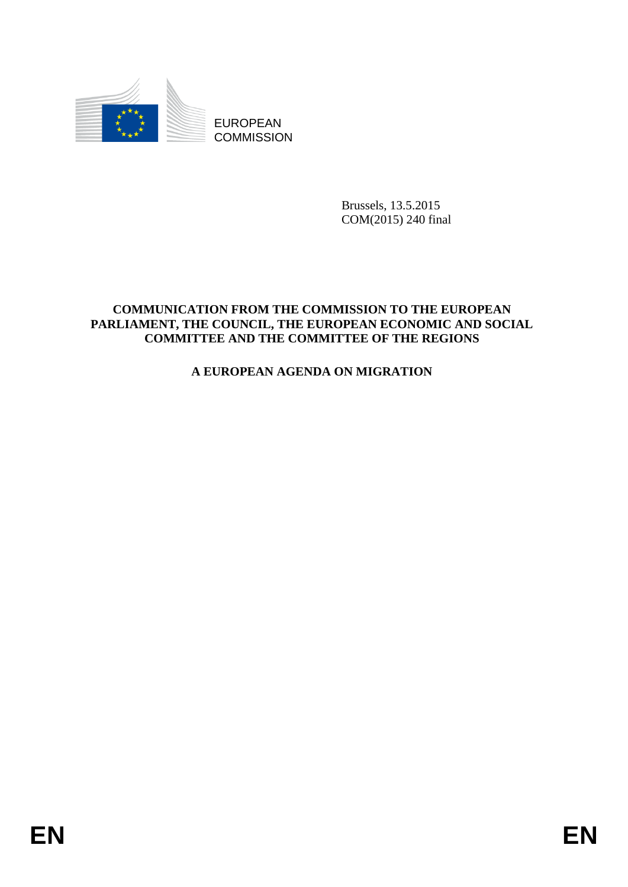EUROPEAN COMMISSION

Brussels, 13.5.2015
COM(2015) 240 final

**COMMUNICATION FROM THE COMMISSION TO THE EUROPEAN PARLIAMENT, THE COUNCIL, THE EUROPEAN ECONOMIC AND SOCIAL COMMITTEE AND THE COMMITTEE OF THE REGIONS**

# A EUROPEAN AGENDA ON MIGRATION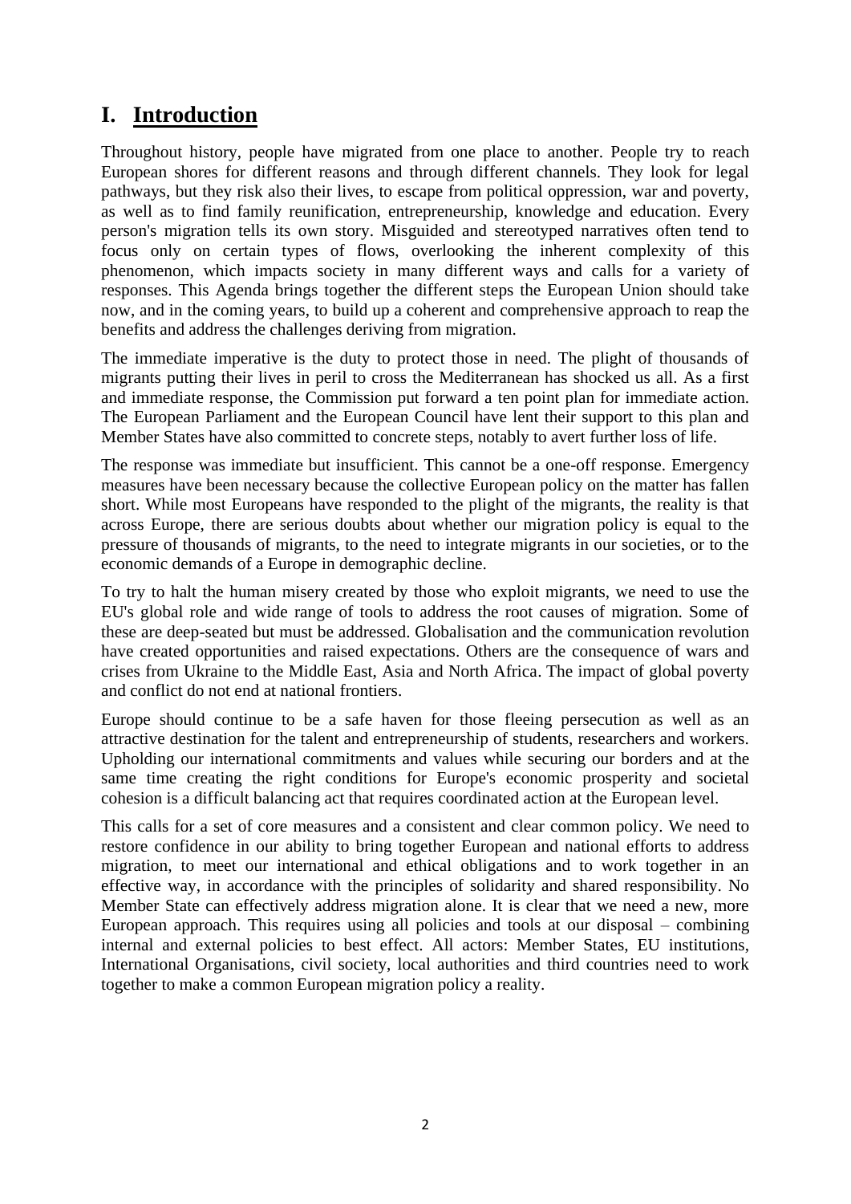# I. Introduction

Throughout history, people have migrated from one place to another. People try to reach European shores for different reasons and through different channels. They look for legal pathways, but they risk also their lives, to escape from political oppression, war and poverty, as well as to find family reunification, entrepreneurship, knowledge and education. Every person's migration tells its own story. Misguided and stereotyped narratives often tend to focus only on certain types of flows, overlooking the inherent complexity of this phenomenon, which impacts society in many different ways and calls for a variety of responses. This Agenda brings together the different steps the European Union should take now, and in the coming years, to build up a coherent and comprehensive approach to reap the benefits and address the challenges deriving from migration.

The immediate imperative is the duty to protect those in need. The plight of thousands of migrants putting their lives in peril to cross the Mediterranean has shocked us all. As a first and immediate response, the Commission put forward a ten point plan for immediate action. The European Parliament and the European Council have lent their support to this plan and Member States have also committed to concrete steps, notably to avert further loss of life.

The response was immediate but insufficient. This cannot be a one-off response. Emergency measures have been necessary because the collective European policy on the matter has fallen short. While most Europeans have responded to the plight of the migrants, the reality is that across Europe, there are serious doubts about whether our migration policy is equal to the pressure of thousands of migrants, to the need to integrate migrants in our societies, or to the economic demands of a Europe in demographic decline.

To try to halt the human misery created by those who exploit migrants, we need to use the EU's global role and wide range of tools to address the root causes of migration. Some of these are deep-seated but must be addressed. Globalisation and the communication revolution have created opportunities and raised expectations. Others are the consequence of wars and crises from Ukraine to the Middle East, Asia and North Africa. The impact of global poverty and conflict do not end at national frontiers.

Europe should continue to be a safe haven for those fleeing persecution as well as an attractive destination for the talent and entrepreneurship of students, researchers and workers. Upholding our international commitments and values while securing our borders and at the same time creating the right conditions for Europe's economic prosperity and societal cohesion is a difficult balancing act that requires coordinated action at the European level.

This calls for a set of core measures and a consistent and clear common policy. We need to restore confidence in our ability to bring together European and national efforts to address migration, to meet our international and ethical obligations and to work together in an effective way, in accordance with the principles of solidarity and shared responsibility. No Member State can effectively address migration alone. It is clear that we need a new, more European approach. This requires using all policies and tools at our disposal – combining internal and external policies to best effect. All actors: Member States, EU institutions, International Organisations, civil society, local authorities and third countries need to work together to make a common European migration policy a reality.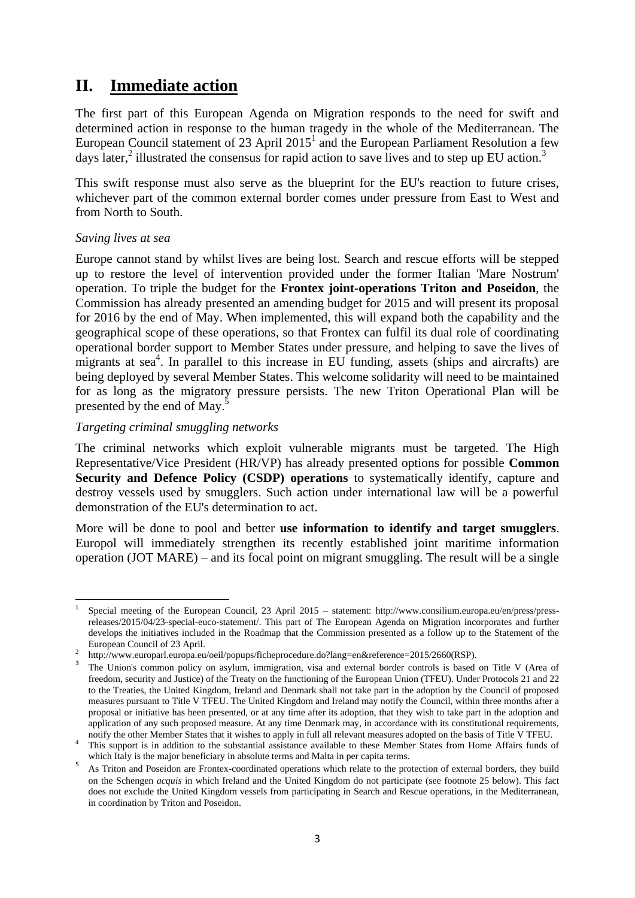## II. Immediate action

The first part of this European Agenda on Migration responds to the need for swift and determined action in response to the human tragedy in the whole of the Mediterranean. The European Council statement of 23 April 2015[1] and the European Parliament Resolution a few days later,[2] illustrated the consensus for rapid action to save lives and to step up EU action.[3]

This swift response must also serve as the blueprint for the EU's reaction to future crises, whichever part of the common external border comes under pressure from East to West and from North to South.

*Saving lives at sea*

Europe cannot stand by whilst lives are being lost. Search and rescue efforts will be stepped up to restore the level of intervention provided under the former Italian 'Mare Nostrum' operation. To triple the budget for the **Frontex joint-operations Triton and Poseidon**, the Commission has already presented an amending budget for 2015 and will present its proposal for 2016 by the end of May. When implemented, this will expand both the capability and the geographical scope of these operations, so that Frontex can fulfil its dual role of coordinating operational border support to Member States under pressure, and helping to save the lives of migrants at sea[4]. In parallel to this increase in EU funding, assets (ships and aircrafts) are being deployed by several Member States. This welcome solidarity will need to be maintained for as long as the migratory pressure persists. The new Triton Operational Plan will be presented by the end of May.[5]

*Targeting criminal smuggling networks*

The criminal networks which exploit vulnerable migrants must be targeted. The High Representative/Vice President (HR/VP) has already presented options for possible **Common Security and Defence Policy (CSDP) operations** to systematically identify, capture and destroy vessels used by smugglers. Such action under international law will be a powerful demonstration of the EU's determination to act.

More will be done to pool and better **use information to identify and target smugglers**. Europol will immediately strengthen its recently established joint maritime information operation (JOT MARE) – and its focal point on migrant smuggling. The result will be a single

---

[1] Special meeting of the European Council, 23 April 2015 – statement: http://www.consilium.europa.eu/en/press/press-releases/2015/04/23-special-euco-statement/. This part of The European Agenda on Migration incorporates and further develops the initiatives included in the Roadmap that the Commission presented as a follow up to the Statement of the European Council of 23 April.

[2] http://www.europarl.europa.eu/oeil/popups/ficheprocedure.do?lang=en&reference=2015/2660(RSP).

[3] The Union's common policy on asylum, immigration, visa and external border controls is based on Title V (Area of freedom, security and Justice) of the Treaty on the functioning of the European Union (TFEU). Under Protocols 21 and 22 to the Treaties, the United Kingdom, Ireland and Denmark shall not take part in the adoption by the Council of proposed measures pursuant to Title V TFEU. The United Kingdom and Ireland may notify the Council, within three months after a proposal or initiative has been presented, or at any time after its adoption, that they wish to take part in the adoption and application of any such proposed measure. At any time Denmark may, in accordance with its constitutional requirements, notify the other Member States that it wishes to apply in full all relevant measures adopted on the basis of Title V TFEU.

[4] This support is in addition to the substantial assistance available to these Member States from Home Affairs funds of which Italy is the major beneficiary in absolute terms and Malta in per capita terms.

[5] As Triton and Poseidon are Frontex-coordinated operations which relate to the protection of external borders, they build on the Schengen *acquis* in which Ireland and the United Kingdom do not participate (see footnote 25 below). This fact does not exclude the United Kingdom vessels from participating in Search and Rescue operations, in the Mediterranean, in coordination by Triton and Poseidon.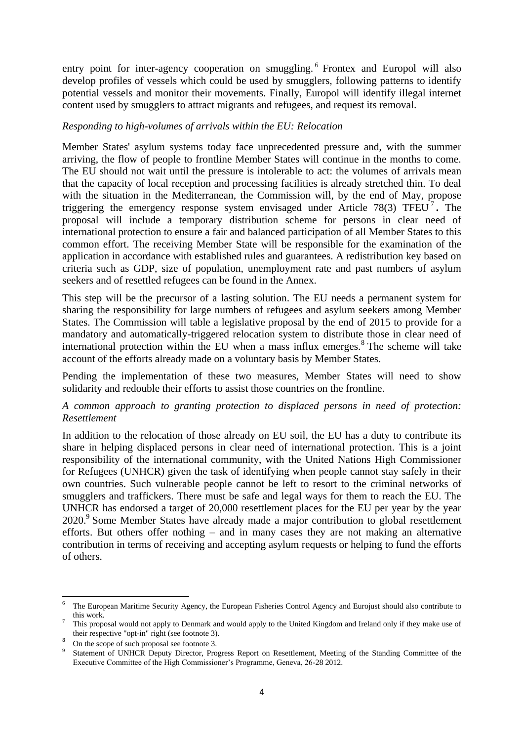entry point for inter-agency cooperation on smuggling.[6] Frontex and Europol will also develop profiles of vessels which could be used by smugglers, following patterns to identify potential vessels and monitor their movements. Finally, Europol will identify illegal internet content used by smugglers to attract migrants and refugees, and request its removal.

*Responding to high-volumes of arrivals within the EU: Relocation*

Member States' asylum systems today face unprecedented pressure and, with the summer arriving, the flow of people to frontline Member States will continue in the months to come. The EU should not wait until the pressure is intolerable to act: the volumes of arrivals mean that the capacity of local reception and processing facilities is already stretched thin. To deal with the situation in the Mediterranean, the Commission will, by the end of May, propose triggering the emergency response system envisaged under Article 78(3) TFEU[7]**.** The proposal will include a temporary distribution scheme for persons in clear need of international protection to ensure a fair and balanced participation of all Member States to this common effort. The receiving Member State will be responsible for the examination of the application in accordance with established rules and guarantees. A redistribution key based on criteria such as GDP, size of population, unemployment rate and past numbers of asylum seekers and of resettled refugees can be found in the Annex.

This step will be the precursor of a lasting solution. The EU needs a permanent system for sharing the responsibility for large numbers of refugees and asylum seekers among Member States. The Commission will table a legislative proposal by the end of 2015 to provide for a mandatory and automatically-triggered relocation system to distribute those in clear need of international protection within the EU when a mass influx emerges.[8] The scheme will take account of the efforts already made on a voluntary basis by Member States.

Pending the implementation of these two measures, Member States will need to show solidarity and redouble their efforts to assist those countries on the frontline.

*A common approach to granting protection to displaced persons in need of protection: Resettlement*

In addition to the relocation of those already on EU soil, the EU has a duty to contribute its share in helping displaced persons in clear need of international protection. This is a joint responsibility of the international community, with the United Nations High Commissioner for Refugees (UNHCR) given the task of identifying when people cannot stay safely in their own countries. Such vulnerable people cannot be left to resort to the criminal networks of smugglers and traffickers. There must be safe and legal ways for them to reach the EU. The UNHCR has endorsed a target of 20,000 resettlement places for the EU per year by the year 2020.[9] Some Member States have already made a major contribution to global resettlement efforts. But others offer nothing – and in many cases they are not making an alternative contribution in terms of receiving and accepting asylum requests or helping to fund the efforts of others.

---

[6] The European Maritime Security Agency, the European Fisheries Control Agency and Eurojust should also contribute to this work.

[7] This proposal would not apply to Denmark and would apply to the United Kingdom and Ireland only if they make use of their respective "opt-in" right (see footnote 3).

[8] On the scope of such proposal see footnote 3.

[9] Statement of UNHCR Deputy Director, Progress Report on Resettlement, Meeting of the Standing Committee of the Executive Committee of the High Commissioner's Programme, Geneva, 26-28 2012.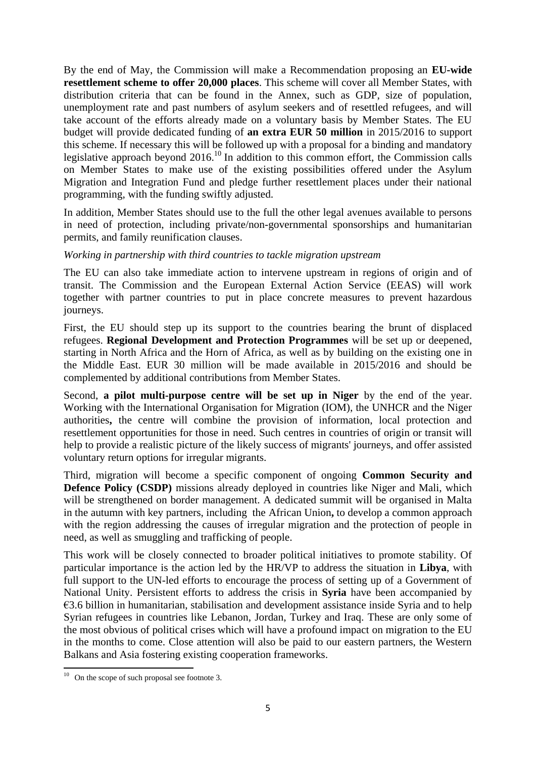By the end of May, the Commission will make a Recommendation proposing an **EU-wide resettlement scheme to offer 20,000 places**. This scheme will cover all Member States, with distribution criteria that can be found in the Annex, such as GDP, size of population, unemployment rate and past numbers of asylum seekers and of resettled refugees, and will take account of the efforts already made on a voluntary basis by Member States. The EU budget will provide dedicated funding of **an extra EUR 50 million** in 2015/2016 to support this scheme. If necessary this will be followed up with a proposal for a binding and mandatory legislative approach beyond 2016.[10] In addition to this common effort, the Commission calls on Member States to make use of the existing possibilities offered under the Asylum Migration and Integration Fund and pledge further resettlement places under their national programming, with the funding swiftly adjusted.

In addition, Member States should use to the full the other legal avenues available to persons in need of protection, including private/non-governmental sponsorships and humanitarian permits, and family reunification clauses.

*Working in partnership with third countries to tackle migration upstream*

The EU can also take immediate action to intervene upstream in regions of origin and of transit. The Commission and the European External Action Service (EEAS) will work together with partner countries to put in place concrete measures to prevent hazardous journeys.

First, the EU should step up its support to the countries bearing the brunt of displaced refugees. **Regional Development and Protection Programmes** will be set up or deepened, starting in North Africa and the Horn of Africa, as well as by building on the existing one in the Middle East. EUR 30 million will be made available in 2015/2016 and should be complemented by additional contributions from Member States.

Second, **a pilot multi-purpose centre will be set up in Niger** by the end of the year. Working with the International Organisation for Migration (IOM), the UNHCR and the Niger authorities**,** the centre will combine the provision of information, local protection and resettlement opportunities for those in need. Such centres in countries of origin or transit will help to provide a realistic picture of the likely success of migrants' journeys, and offer assisted voluntary return options for irregular migrants.

Third, migration will become a specific component of ongoing **Common Security and Defence Policy (CSDP)** missions already deployed in countries like Niger and Mali, which will be strengthened on border management. A dedicated summit will be organised in Malta in the autumn with key partners, including the African Union**,** to develop a common approach with the region addressing the causes of irregular migration and the protection of people in need, as well as smuggling and trafficking of people.

This work will be closely connected to broader political initiatives to promote stability. Of particular importance is the action led by the HR/VP to address the situation in **Libya**, with full support to the UN-led efforts to encourage the process of setting up of a Government of National Unity. Persistent efforts to address the crisis in **Syria** have been accompanied by €3.6 billion in humanitarian, stabilisation and development assistance inside Syria and to help Syrian refugees in countries like Lebanon, Jordan, Turkey and Iraq. These are only some of the most obvious of political crises which will have a profound impact on migration to the EU in the months to come. Close attention will also be paid to our eastern partners, the Western Balkans and Asia fostering existing cooperation frameworks.

---

[10] On the scope of such proposal see footnote 3.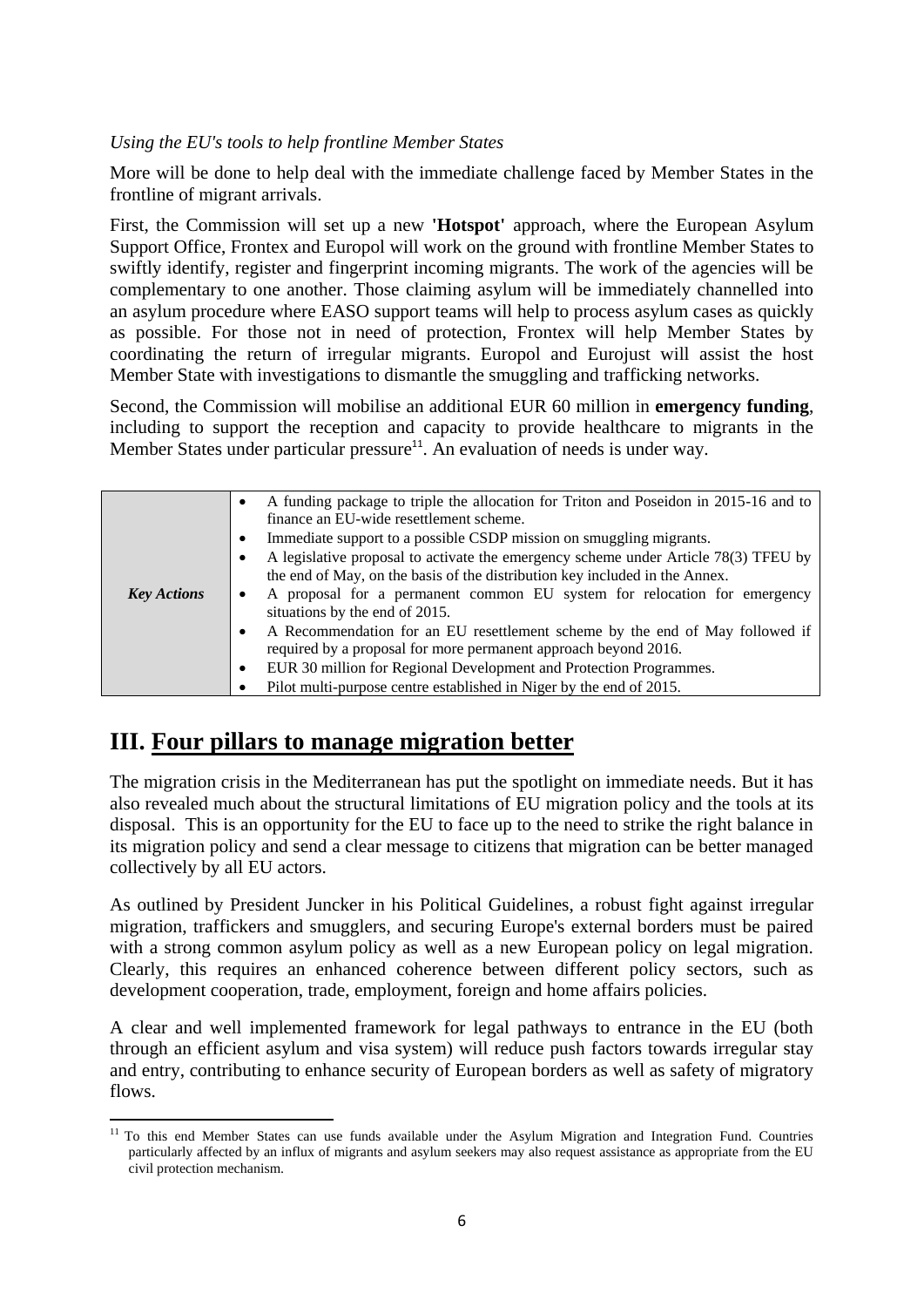*Using the EU's tools to help frontline Member States*

More will be done to help deal with the immediate challenge faced by Member States in the frontline of migrant arrivals.

First, the Commission will set up a new **'Hotspot'** approach, where the European Asylum Support Office, Frontex and Europol will work on the ground with frontline Member States to swiftly identify, register and fingerprint incoming migrants. The work of the agencies will be complementary to one another. Those claiming asylum will be immediately channelled into an asylum procedure where EASO support teams will help to process asylum cases as quickly as possible. For those not in need of protection, Frontex will help Member States by coordinating the return of irregular migrants. Europol and Eurojust will assist the host Member State with investigations to dismantle the smuggling and trafficking networks.

Second, the Commission will mobilise an additional EUR 60 million in **emergency funding**, including to support the reception and capacity to provide healthcare to migrants in the Member States under particular pressure[11]. An evaluation of needs is under way.

| | |
|---|---|
| ***Key Actions*** | • A funding package to triple the allocation for Triton and Poseidon in 2015-16 and to finance an EU-wide resettlement scheme.<br>• Immediate support to a possible CSDP mission on smuggling migrants.<br>• A legislative proposal to activate the emergency scheme under Article 78(3) TFEU by the end of May, on the basis of the distribution key included in the Annex.<br>• A proposal for a permanent common EU system for relocation for emergency situations by the end of 2015.<br>• A Recommendation for an EU resettlement scheme by the end of May followed if required by a proposal for more permanent approach beyond 2016.<br>• EUR 30 million for Regional Development and Protection Programmes.<br>• Pilot multi-purpose centre established in Niger by the end of 2015. |

# III. Four pillars to manage migration better

The migration crisis in the Mediterranean has put the spotlight on immediate needs. But it has also revealed much about the structural limitations of EU migration policy and the tools at its disposal. This is an opportunity for the EU to face up to the need to strike the right balance in its migration policy and send a clear message to citizens that migration can be better managed collectively by all EU actors.

As outlined by President Juncker in his Political Guidelines, a robust fight against irregular migration, traffickers and smugglers, and securing Europe's external borders must be paired with a strong common asylum policy as well as a new European policy on legal migration. Clearly, this requires an enhanced coherence between different policy sectors, such as development cooperation, trade, employment, foreign and home affairs policies.

A clear and well implemented framework for legal pathways to entrance in the EU (both through an efficient asylum and visa system) will reduce push factors towards irregular stay and entry, contributing to enhance security of European borders as well as safety of migratory flows.

[11] To this end Member States can use funds available under the Asylum Migration and Integration Fund. Countries particularly affected by an influx of migrants and asylum seekers may also request assistance as appropriate from the EU civil protection mechanism.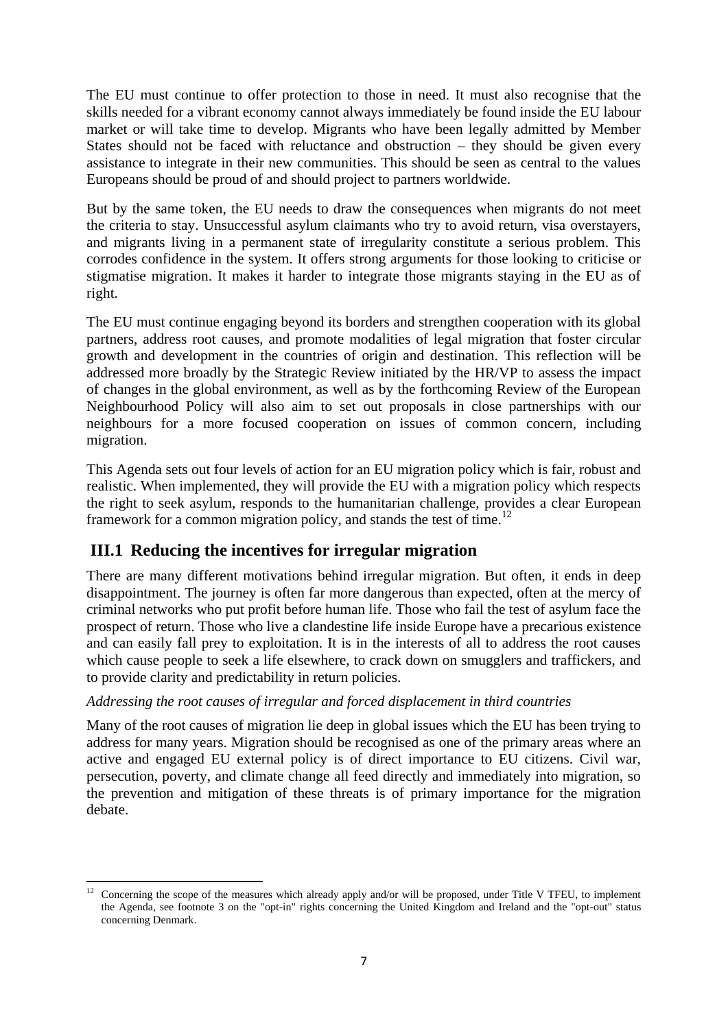The EU must continue to offer protection to those in need. It must also recognise that the skills needed for a vibrant economy cannot always immediately be found inside the EU labour market or will take time to develop. Migrants who have been legally admitted by Member States should not be faced with reluctance and obstruction – they should be given every assistance to integrate in their new communities. This should be seen as central to the values Europeans should be proud of and should project to partners worldwide.

But by the same token, the EU needs to draw the consequences when migrants do not meet the criteria to stay. Unsuccessful asylum claimants who try to avoid return, visa overstayers, and migrants living in a permanent state of irregularity constitute a serious problem. This corrodes confidence in the system. It offers strong arguments for those looking to criticise or stigmatise migration. It makes it harder to integrate those migrants staying in the EU as of right.

The EU must continue engaging beyond its borders and strengthen cooperation with its global partners, address root causes, and promote modalities of legal migration that foster circular growth and development in the countries of origin and destination. This reflection will be addressed more broadly by the Strategic Review initiated by the HR/VP to assess the impact of changes in the global environment, as well as by the forthcoming Review of the European Neighbourhood Policy will also aim to set out proposals in close partnerships with our neighbours for a more focused cooperation on issues of common concern, including migration.

This Agenda sets out four levels of action for an EU migration policy which is fair, robust and realistic. When implemented, they will provide the EU with a migration policy which respects the right to seek asylum, responds to the humanitarian challenge, provides a clear European framework for a common migration policy, and stands the test of time.[12]

## III.1 Reducing the incentives for irregular migration

There are many different motivations behind irregular migration. But often, it ends in deep disappointment. The journey is often far more dangerous than expected, often at the mercy of criminal networks who put profit before human life. Those who fail the test of asylum face the prospect of return. Those who live a clandestine life inside Europe have a precarious existence and can easily fall prey to exploitation. It is in the interests of all to address the root causes which cause people to seek a life elsewhere, to crack down on smugglers and traffickers, and to provide clarity and predictability in return policies.

*Addressing the root causes of irregular and forced displacement in third countries*

Many of the root causes of migration lie deep in global issues which the EU has been trying to address for many years. Migration should be recognised as one of the primary areas where an active and engaged EU external policy is of direct importance to EU citizens. Civil war, persecution, poverty, and climate change all feed directly and immediately into migration, so the prevention and mitigation of these threats is of primary importance for the migration debate.

[12] Concerning the scope of the measures which already apply and/or will be proposed, under Title V TFEU, to implement the Agenda, see footnote 3 on the "opt-in" rights concerning the United Kingdom and Ireland and the "opt-out" status concerning Denmark.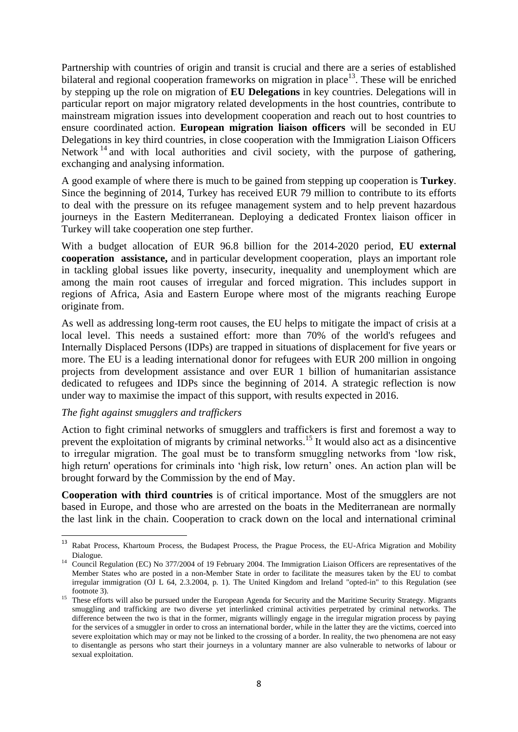Partnership with countries of origin and transit is crucial and there are a series of established bilateral and regional cooperation frameworks on migration in place[13]. These will be enriched by stepping up the role on migration of **EU Delegations** in key countries. Delegations will in particular report on major migratory related developments in the host countries, contribute to mainstream migration issues into development cooperation and reach out to host countries to ensure coordinated action. **European migration liaison officers** will be seconded in EU Delegations in key third countries, in close cooperation with the Immigration Liaison Officers Network[14] and with local authorities and civil society, with the purpose of gathering, exchanging and analysing information.

A good example of where there is much to be gained from stepping up cooperation is **Turkey**. Since the beginning of 2014, Turkey has received EUR 79 million to contribute to its efforts to deal with the pressure on its refugee management system and to help prevent hazardous journeys in the Eastern Mediterranean. Deploying a dedicated Frontex liaison officer in Turkey will take cooperation one step further.

With a budget allocation of EUR 96.8 billion for the 2014-2020 period, **EU external cooperation assistance,** and in particular development cooperation, plays an important role in tackling global issues like poverty, insecurity, inequality and unemployment which are among the main root causes of irregular and forced migration. This includes support in regions of Africa, Asia and Eastern Europe where most of the migrants reaching Europe originate from.

As well as addressing long-term root causes, the EU helps to mitigate the impact of crisis at a local level. This needs a sustained effort: more than 70% of the world's refugees and Internally Displaced Persons (IDPs) are trapped in situations of displacement for five years or more. The EU is a leading international donor for refugees with EUR 200 million in ongoing projects from development assistance and over EUR 1 billion of humanitarian assistance dedicated to refugees and IDPs since the beginning of 2014. A strategic reflection is now under way to maximise the impact of this support, with results expected in 2016.

*The fight against smugglers and traffickers*

Action to fight criminal networks of smugglers and traffickers is first and foremost a way to prevent the exploitation of migrants by criminal networks.[15] It would also act as a disincentive to irregular migration. The goal must be to transform smuggling networks from 'low risk, high return' operations for criminals into 'high risk, low return' ones. An action plan will be brought forward by the Commission by the end of May.

**Cooperation with third countries** is of critical importance. Most of the smugglers are not based in Europe, and those who are arrested on the boats in the Mediterranean are normally the last link in the chain. Cooperation to crack down on the local and international criminal

---

[13] Rabat Process, Khartoum Process, the Budapest Process, the Prague Process, the EU-Africa Migration and Mobility Dialogue.

[14] Council Regulation (EC) No 377/2004 of 19 February 2004. The Immigration Liaison Officers are representatives of the Member States who are posted in a non-Member State in order to facilitate the measures taken by the EU to combat irregular immigration (OJ L 64, 2.3.2004, p. 1). The United Kingdom and Ireland "opted-in" to this Regulation (see footnote 3).

[15] These efforts will also be pursued under the European Agenda for Security and the Maritime Security Strategy. Migrants smuggling and trafficking are two diverse yet interlinked criminal activities perpetrated by criminal networks. The difference between the two is that in the former, migrants willingly engage in the irregular migration process by paying for the services of a smuggler in order to cross an international border, while in the latter they are the victims, coerced into severe exploitation which may or may not be linked to the crossing of a border. In reality, the two phenomena are not easy to disentangle as persons who start their journeys in a voluntary manner are also vulnerable to networks of labour or sexual exploitation.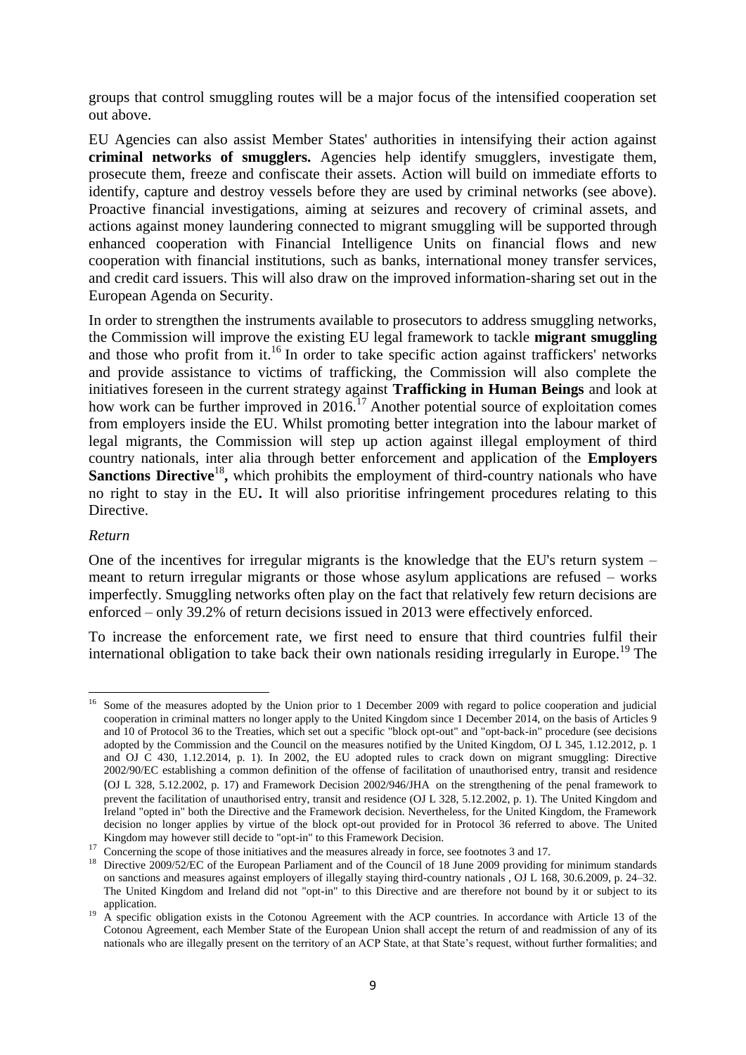groups that control smuggling routes will be a major focus of the intensified cooperation set out above.

EU Agencies can also assist Member States' authorities in intensifying their action against **criminal networks of smugglers.** Agencies help identify smugglers, investigate them, prosecute them, freeze and confiscate their assets. Action will build on immediate efforts to identify, capture and destroy vessels before they are used by criminal networks (see above). Proactive financial investigations, aiming at seizures and recovery of criminal assets, and actions against money laundering connected to migrant smuggling will be supported through enhanced cooperation with Financial Intelligence Units on financial flows and new cooperation with financial institutions, such as banks, international money transfer services, and credit card issuers. This will also draw on the improved information-sharing set out in the European Agenda on Security.

In order to strengthen the instruments available to prosecutors to address smuggling networks, the Commission will improve the existing EU legal framework to tackle **migrant smuggling** and those who profit from it.[16] In order to take specific action against traffickers' networks and provide assistance to victims of trafficking, the Commission will also complete the initiatives foreseen in the current strategy against **Trafficking in Human Beings** and look at how work can be further improved in 2016.[17] Another potential source of exploitation comes from employers inside the EU. Whilst promoting better integration into the labour market of legal migrants, the Commission will step up action against illegal employment of third country nationals, inter alia through better enforcement and application of the **Employers Sanctions Directive**[18]**,** which prohibits the employment of third-country nationals who have no right to stay in the EU**.** It will also prioritise infringement procedures relating to this Directive.

*Return*

One of the incentives for irregular migrants is the knowledge that the EU's return system – meant to return irregular migrants or those whose asylum applications are refused – works imperfectly. Smuggling networks often play on the fact that relatively few return decisions are enforced – only 39.2% of return decisions issued in 2013 were effectively enforced.

To increase the enforcement rate, we first need to ensure that third countries fulfil their international obligation to take back their own nationals residing irregularly in Europe.[19] The

---

[16] Some of the measures adopted by the Union prior to 1 December 2009 with regard to police cooperation and judicial cooperation in criminal matters no longer apply to the United Kingdom since 1 December 2014, on the basis of Articles 9 and 10 of Protocol 36 to the Treaties, which set out a specific "block opt-out" and "opt-back-in" procedure (see decisions adopted by the Commission and the Council on the measures notified by the United Kingdom, OJ L 345, 1.12.2012, p. 1 and OJ C 430, 1.12.2014, p. 1). In 2002, the EU adopted rules to crack down on migrant smuggling: Directive 2002/90/EC establishing a common definition of the offense of facilitation of unauthorised entry, transit and residence (OJ L 328, 5.12.2002, p. 17) and Framework Decision 2002/946/JHA on the strengthening of the penal framework to prevent the facilitation of unauthorised entry, transit and residence (OJ L 328, 5.12.2002, p. 1). The United Kingdom and Ireland "opted in" both the Directive and the Framework decision. Nevertheless, for the United Kingdom, the Framework decision no longer applies by virtue of the block opt-out provided for in Protocol 36 referred to above. The United Kingdom may however still decide to "opt-in" to this Framework Decision.

[17] Concerning the scope of those initiatives and the measures already in force, see footnotes 3 and 17.

[18] Directive 2009/52/EC of the European Parliament and of the Council of 18 June 2009 providing for minimum standards on sanctions and measures against employers of illegally staying third-country nationals , OJ L 168, 30.6.2009, p. 24–32. The United Kingdom and Ireland did not "opt-in" to this Directive and are therefore not bound by it or subject to its application.

[19] A specific obligation exists in the Cotonou Agreement with the ACP countries. In accordance with Article 13 of the Cotonou Agreement, each Member State of the European Union shall accept the return of and readmission of any of its nationals who are illegally present on the territory of an ACP State, at that State's request, without further formalities; and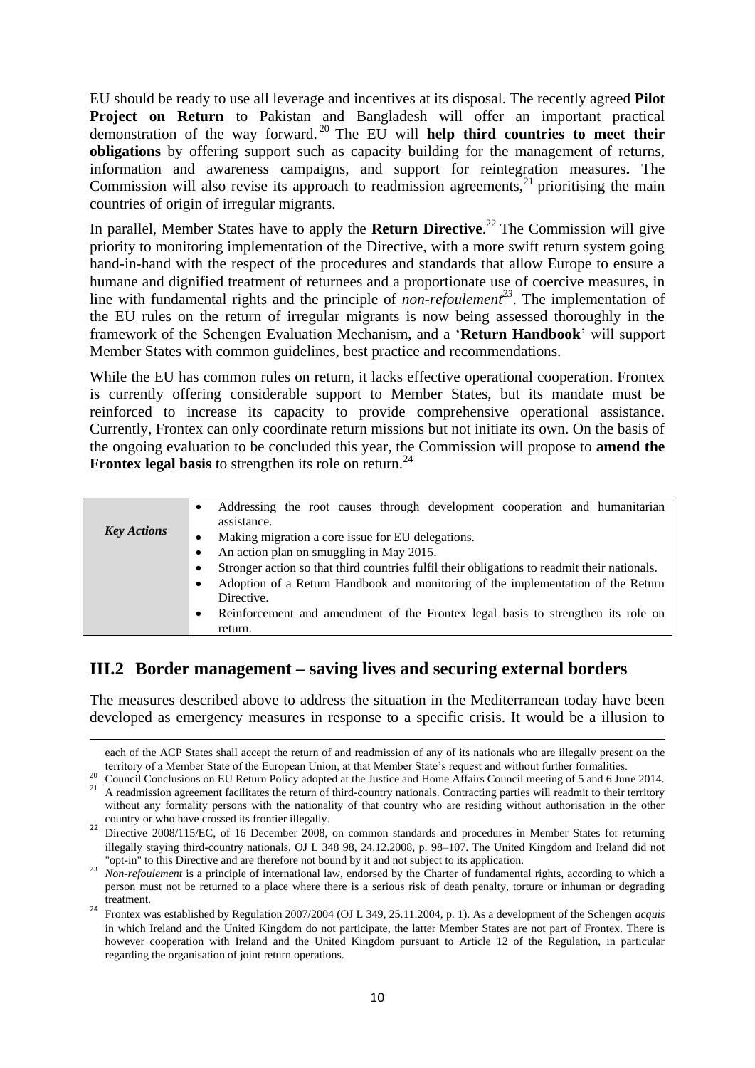EU should be ready to use all leverage and incentives at its disposal. The recently agreed **Pilot Project on Return** to Pakistan and Bangladesh will offer an important practical demonstration of the way forward.[20] The EU will **help third countries to meet their obligations** by offering support such as capacity building for the management of returns, information and awareness campaigns, and support for reintegration measures**.** The Commission will also revise its approach to readmission agreements,[21] prioritising the main countries of origin of irregular migrants.

In parallel, Member States have to apply the **Return Directive**.[22] The Commission will give priority to monitoring implementation of the Directive, with a more swift return system going hand-in-hand with the respect of the procedures and standards that allow Europe to ensure a humane and dignified treatment of returnees and a proportionate use of coercive measures, in line with fundamental rights and the principle of *non-refoulement*[23]. The implementation of the EU rules on the return of irregular migrants is now being assessed thoroughly in the framework of the Schengen Evaluation Mechanism, and a '**Return Handbook**' will support Member States with common guidelines, best practice and recommendations.

While the EU has common rules on return, it lacks effective operational cooperation. Frontex is currently offering considerable support to Member States, but its mandate must be reinforced to increase its capacity to provide comprehensive operational assistance. Currently, Frontex can only coordinate return missions but not initiate its own. On the basis of the ongoing evaluation to be concluded this year, the Commission will propose to **amend the Frontex legal basis** to strengthen its role on return.[24]

| *Key Actions* | • Addressing the root causes through development cooperation and humanitarian assistance.<br>• Making migration a core issue for EU delegations.<br>• An action plan on smuggling in May 2015.<br>• Stronger action so that third countries fulfil their obligations to readmit their nationals.<br>• Adoption of a Return Handbook and monitoring of the implementation of the Return Directive.<br>• Reinforcement and amendment of the Frontex legal basis to strengthen its role on return. |
|---|---|

## III.2 Border management – saving lives and securing external borders

The measures described above to address the situation in the Mediterranean today have been developed as emergency measures in response to a specific crisis. It would be a illusion to

---

each of the ACP States shall accept the return of and readmission of any of its nationals who are illegally present on the territory of a Member State of the European Union, at that Member State's request and without further formalities.

[20] Council Conclusions on EU Return Policy adopted at the Justice and Home Affairs Council meeting of 5 and 6 June 2014.

[21] A readmission agreement facilitates the return of third-country nationals. Contracting parties will readmit to their territory without any formality persons with the nationality of that country who are residing without authorisation in the other country or who have crossed its frontier illegally.

[22] Directive 2008/115/EC, of 16 December 2008, on common standards and procedures in Member States for returning illegally staying third-country nationals, OJ L 348 98, 24.12.2008, p. 98–107. The United Kingdom and Ireland did not "opt-in" to this Directive and are therefore not bound by it and not subject to its application.

[23] *Non-refoulement* is a principle of international law, endorsed by the Charter of fundamental rights, according to which a person must not be returned to a place where there is a serious risk of death penalty, torture or inhuman or degrading treatment.

[24] Frontex was established by Regulation 2007/2004 (OJ L 349, 25.11.2004, p. 1). As a development of the Schengen *acquis* in which Ireland and the United Kingdom do not participate, the latter Member States are not part of Frontex. There is however cooperation with Ireland and the United Kingdom pursuant to Article 12 of the Regulation, in particular regarding the organisation of joint return operations.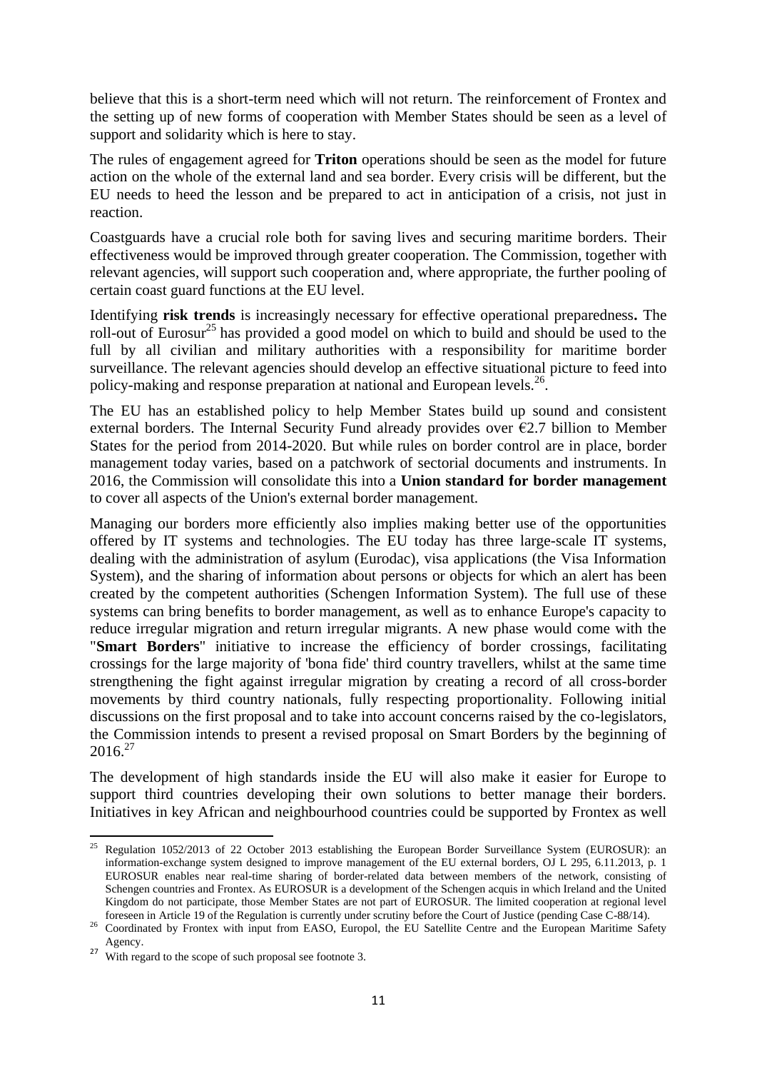believe that this is a short-term need which will not return. The reinforcement of Frontex and the setting up of new forms of cooperation with Member States should be seen as a level of support and solidarity which is here to stay.

The rules of engagement agreed for **Triton** operations should be seen as the model for future action on the whole of the external land and sea border. Every crisis will be different, but the EU needs to heed the lesson and be prepared to act in anticipation of a crisis, not just in reaction.

Coastguards have a crucial role both for saving lives and securing maritime borders. Their effectiveness would be improved through greater cooperation. The Commission, together with relevant agencies, will support such cooperation and, where appropriate, the further pooling of certain coast guard functions at the EU level.

Identifying **risk trends** is increasingly necessary for effective operational preparedness**.** The roll-out of Eurosur[25] has provided a good model on which to build and should be used to the full by all civilian and military authorities with a responsibility for maritime border surveillance. The relevant agencies should develop an effective situational picture to feed into policy-making and response preparation at national and European levels.[26].

The EU has an established policy to help Member States build up sound and consistent external borders. The Internal Security Fund already provides over €2.7 billion to Member States for the period from 2014-2020. But while rules on border control are in place, border management today varies, based on a patchwork of sectorial documents and instruments. In 2016, the Commission will consolidate this into a **Union standard for border management** to cover all aspects of the Union's external border management.

Managing our borders more efficiently also implies making better use of the opportunities offered by IT systems and technologies. The EU today has three large-scale IT systems, dealing with the administration of asylum (Eurodac), visa applications (the Visa Information System), and the sharing of information about persons or objects for which an alert has been created by the competent authorities (Schengen Information System). The full use of these systems can bring benefits to border management, as well as to enhance Europe's capacity to reduce irregular migration and return irregular migrants. A new phase would come with the "**Smart Borders**" initiative to increase the efficiency of border crossings, facilitating crossings for the large majority of 'bona fide' third country travellers, whilst at the same time strengthening the fight against irregular migration by creating a record of all cross-border movements by third country nationals, fully respecting proportionality. Following initial discussions on the first proposal and to take into account concerns raised by the co-legislators, the Commission intends to present a revised proposal on Smart Borders by the beginning of 2016.[27]

The development of high standards inside the EU will also make it easier for Europe to support third countries developing their own solutions to better manage their borders. Initiatives in key African and neighbourhood countries could be supported by Frontex as well

---

[25] Regulation 1052/2013 of 22 October 2013 establishing the European Border Surveillance System (EUROSUR): an information-exchange system designed to improve management of the EU external borders, OJ L 295, 6.11.2013, p. 1 EUROSUR enables near real-time sharing of border-related data between members of the network, consisting of Schengen countries and Frontex. As EUROSUR is a development of the Schengen acquis in which Ireland and the United Kingdom do not participate, those Member States are not part of EUROSUR. The limited cooperation at regional level foreseen in Article 19 of the Regulation is currently under scrutiny before the Court of Justice (pending Case C-88/14).

[26] Coordinated by Frontex with input from EASO, Europol, the EU Satellite Centre and the European Maritime Safety Agency.

[27] With regard to the scope of such proposal see footnote 3.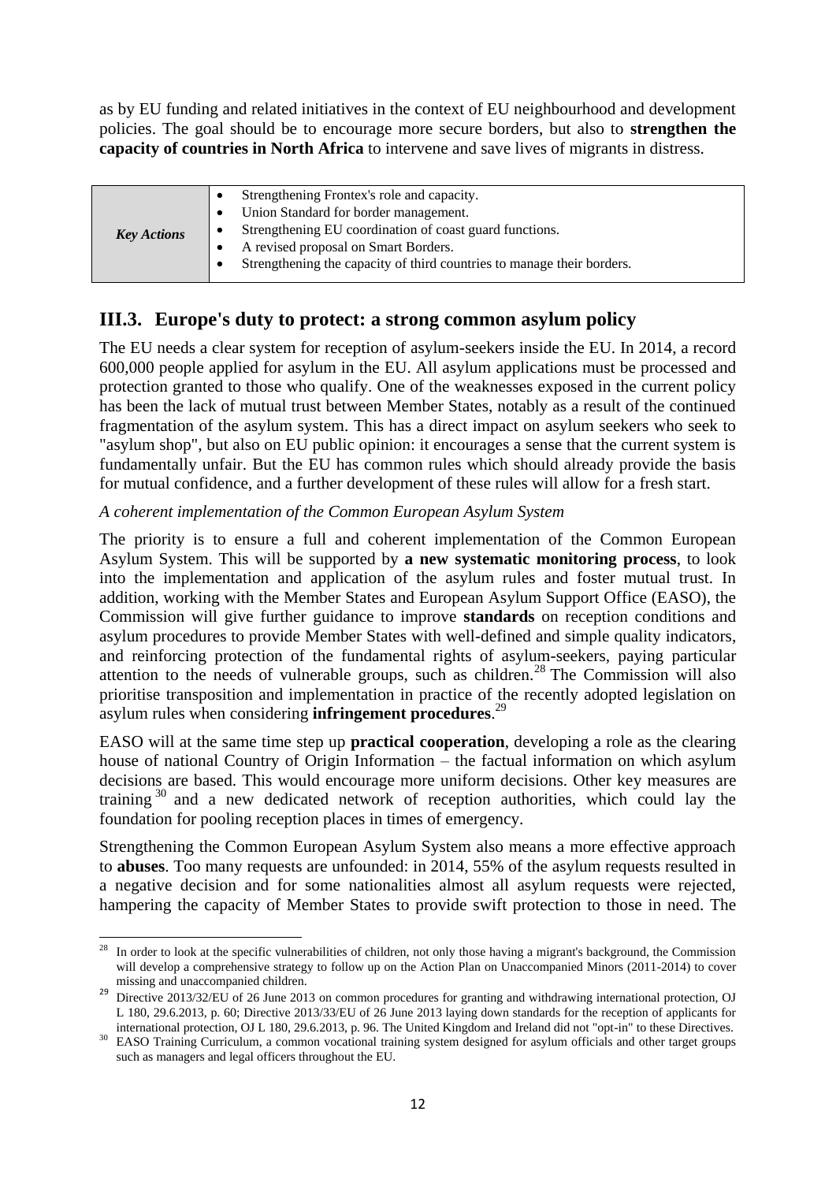as by EU funding and related initiatives in the context of EU neighbourhood and development policies. The goal should be to encourage more secure borders, but also to **strengthen the capacity of countries in North Africa** to intervene and save lives of migrants in distress.

| *Key Actions* | • Strengthening Frontex's role and capacity.<br>• Union Standard for border management.<br>• Strengthening EU coordination of coast guard functions.<br>• A revised proposal on Smart Borders.<br>• Strengthening the capacity of third countries to manage their borders. |
|---|---|

## III.3. Europe's duty to protect: a strong common asylum policy

The EU needs a clear system for reception of asylum-seekers inside the EU. In 2014, a record 600,000 people applied for asylum in the EU. All asylum applications must be processed and protection granted to those who qualify. One of the weaknesses exposed in the current policy has been the lack of mutual trust between Member States, notably as a result of the continued fragmentation of the asylum system. This has a direct impact on asylum seekers who seek to "asylum shop", but also on EU public opinion: it encourages a sense that the current system is fundamentally unfair. But the EU has common rules which should already provide the basis for mutual confidence, and a further development of these rules will allow for a fresh start.

*A coherent implementation of the Common European Asylum System*

The priority is to ensure a full and coherent implementation of the Common European Asylum System. This will be supported by **a new systematic monitoring process**, to look into the implementation and application of the asylum rules and foster mutual trust. In addition, working with the Member States and European Asylum Support Office (EASO), the Commission will give further guidance to improve **standards** on reception conditions and asylum procedures to provide Member States with well-defined and simple quality indicators, and reinforcing protection of the fundamental rights of asylum-seekers, paying particular attention to the needs of vulnerable groups, such as children.[28] The Commission will also prioritise transposition and implementation in practice of the recently adopted legislation on asylum rules when considering **infringement procedures**.[29]

EASO will at the same time step up **practical cooperation**, developing a role as the clearing house of national Country of Origin Information – the factual information on which asylum decisions are based. This would encourage more uniform decisions. Other key measures are training[30] and a new dedicated network of reception authorities, which could lay the foundation for pooling reception places in times of emergency.

Strengthening the Common European Asylum System also means a more effective approach to **abuses**. Too many requests are unfounded: in 2014, 55% of the asylum requests resulted in a negative decision and for some nationalities almost all asylum requests were rejected, hampering the capacity of Member States to provide swift protection to those in need. The

---

[28] In order to look at the specific vulnerabilities of children, not only those having a migrant's background, the Commission will develop a comprehensive strategy to follow up on the Action Plan on Unaccompanied Minors (2011-2014) to cover missing and unaccompanied children.

[29] Directive 2013/32/EU of 26 June 2013 on common procedures for granting and withdrawing international protection, OJ L 180, 29.6.2013, p. 60; Directive 2013/33/EU of 26 June 2013 laying down standards for the reception of applicants for international protection, OJ L 180, 29.6.2013, p. 96. The United Kingdom and Ireland did not "opt-in" to these Directives.

[30] EASO Training Curriculum, a common vocational training system designed for asylum officials and other target groups such as managers and legal officers throughout the EU.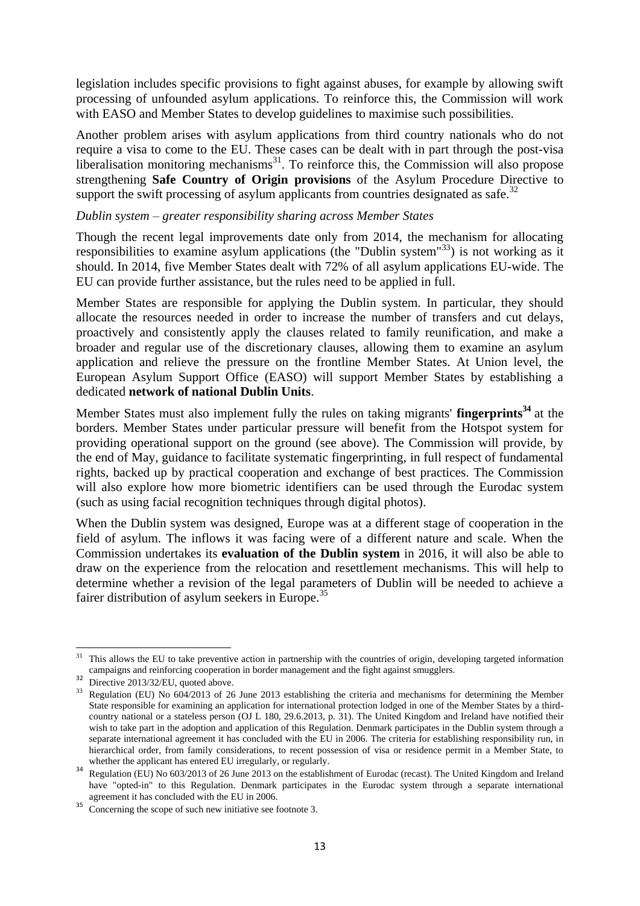legislation includes specific provisions to fight against abuses, for example by allowing swift processing of unfounded asylum applications. To reinforce this, the Commission will work with EASO and Member States to develop guidelines to maximise such possibilities.

Another problem arises with asylum applications from third country nationals who do not require a visa to come to the EU. These cases can be dealt with in part through the post-visa liberalisation monitoring mechanisms[31]. To reinforce this, the Commission will also propose strengthening **Safe Country of Origin provisions** of the Asylum Procedure Directive to support the swift processing of asylum applicants from countries designated as safe.[32]

*Dublin system – greater responsibility sharing across Member States*

Though the recent legal improvements date only from 2014, the mechanism for allocating responsibilities to examine asylum applications (the "Dublin system"[33]) is not working as it should. In 2014, five Member States dealt with 72% of all asylum applications EU-wide. The EU can provide further assistance, but the rules need to be applied in full.

Member States are responsible for applying the Dublin system. In particular, they should allocate the resources needed in order to increase the number of transfers and cut delays, proactively and consistently apply the clauses related to family reunification, and make a broader and regular use of the discretionary clauses, allowing them to examine an asylum application and relieve the pressure on the frontline Member States. At Union level, the European Asylum Support Office (EASO) will support Member States by establishing a dedicated **network of national Dublin Units**.

Member States must also implement fully the rules on taking migrants' **fingerprints**[34] at the borders. Member States under particular pressure will benefit from the Hotspot system for providing operational support on the ground (see above). The Commission will provide, by the end of May, guidance to facilitate systematic fingerprinting, in full respect of fundamental rights, backed up by practical cooperation and exchange of best practices. The Commission will also explore how more biometric identifiers can be used through the Eurodac system (such as using facial recognition techniques through digital photos).

When the Dublin system was designed, Europe was at a different stage of cooperation in the field of asylum. The inflows it was facing were of a different nature and scale. When the Commission undertakes its **evaluation of the Dublin system** in 2016, it will also be able to draw on the experience from the relocation and resettlement mechanisms. This will help to determine whether a revision of the legal parameters of Dublin will be needed to achieve a fairer distribution of asylum seekers in Europe.[35]

---

[31] This allows the EU to take preventive action in partnership with the countries of origin, developing targeted information campaigns and reinforcing cooperation in border management and the fight against smugglers.

[32] Directive 2013/32/EU, quoted above.

[33] Regulation (EU) No 604/2013 of 26 June 2013 establishing the criteria and mechanisms for determining the Member State responsible for examining an application for international protection lodged in one of the Member States by a third-country national or a stateless person (OJ L 180, 29.6.2013, p. 31). The United Kingdom and Ireland have notified their wish to take part in the adoption and application of this Regulation. Denmark participates in the Dublin system through a separate international agreement it has concluded with the EU in 2006. The criteria for establishing responsibility run, in hierarchical order, from family considerations, to recent possession of visa or residence permit in a Member State, to whether the applicant has entered EU irregularly, or regularly.

[34] Regulation (EU) No 603/2013 of 26 June 2013 on the establishment of Eurodac (recast). The United Kingdom and Ireland have "opted-in" to this Regulation. Denmark participates in the Eurodac system through a separate international agreement it has concluded with the EU in 2006.

[35] Concerning the scope of such new initiative see footnote 3.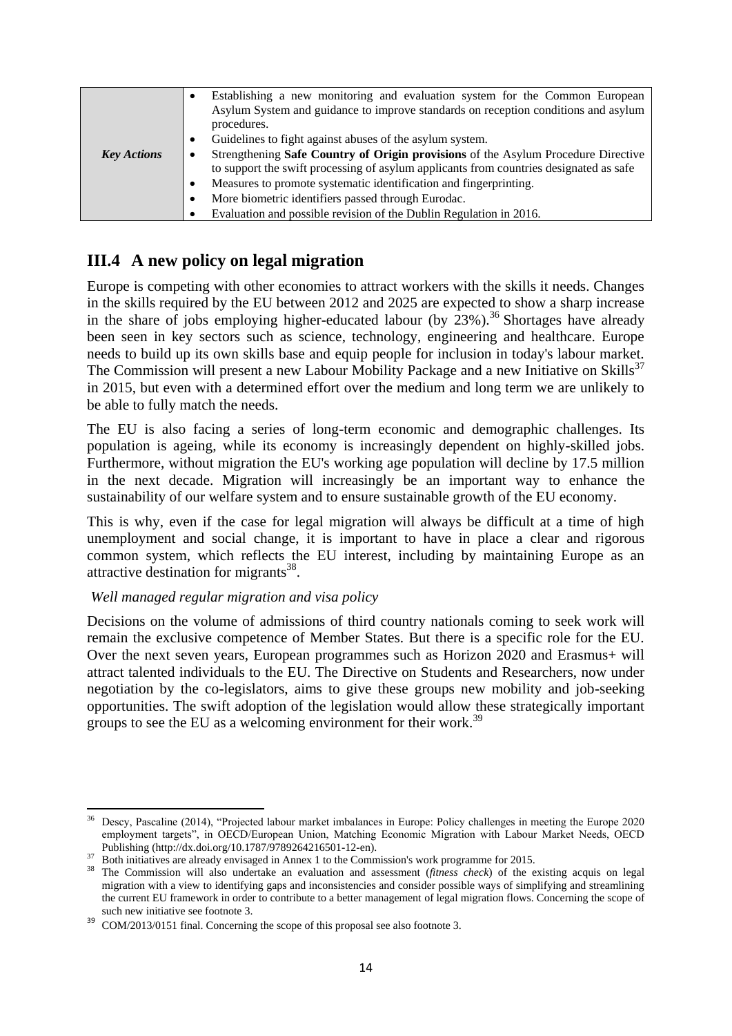| | |
|---|---|
| ***Key Actions*** | • Establishing a new monitoring and evaluation system for the Common European Asylum System and guidance to improve standards on reception conditions and asylum procedures.<br>• Guidelines to fight against abuses of the asylum system.<br>• Strengthening **Safe Country of Origin provisions** of the Asylum Procedure Directive to support the swift processing of asylum applicants from countries designated as safe<br>• Measures to promote systematic identification and fingerprinting.<br>• More biometric identifiers passed through Eurodac.<br>• Evaluation and possible revision of the Dublin Regulation in 2016. |

## III.4 A new policy on legal migration

Europe is competing with other economies to attract workers with the skills it needs. Changes in the skills required by the EU between 2012 and 2025 are expected to show a sharp increase in the share of jobs employing higher-educated labour (by 23%).[36] Shortages have already been seen in key sectors such as science, technology, engineering and healthcare. Europe needs to build up its own skills base and equip people for inclusion in today's labour market. The Commission will present a new Labour Mobility Package and a new Initiative on Skills[37] in 2015, but even with a determined effort over the medium and long term we are unlikely to be able to fully match the needs.

The EU is also facing a series of long-term economic and demographic challenges. Its population is ageing, while its economy is increasingly dependent on highly-skilled jobs. Furthermore, without migration the EU's working age population will decline by 17.5 million in the next decade. Migration will increasingly be an important way to enhance the sustainability of our welfare system and to ensure sustainable growth of the EU economy.

This is why, even if the case for legal migration will always be difficult at a time of high unemployment and social change, it is important to have in place a clear and rigorous common system, which reflects the EU interest, including by maintaining Europe as an attractive destination for migrants[38].

*Well managed regular migration and visa policy*

Decisions on the volume of admissions of third country nationals coming to seek work will remain the exclusive competence of Member States. But there is a specific role for the EU. Over the next seven years, European programmes such as Horizon 2020 and Erasmus+ will attract talented individuals to the EU. The Directive on Students and Researchers, now under negotiation by the co-legislators, aims to give these groups new mobility and job-seeking opportunities. The swift adoption of the legislation would allow these strategically important groups to see the EU as a welcoming environment for their work.[39]

---

[36] Descy, Pascaline (2014), "Projected labour market imbalances in Europe: Policy challenges in meeting the Europe 2020 employment targets", in OECD/European Union, Matching Economic Migration with Labour Market Needs, OECD Publishing (http://dx.doi.org/10.1787/9789264216501-12-en).

[37] Both initiatives are already envisaged in Annex 1 to the Commission's work programme for 2015.

[38] The Commission will also undertake an evaluation and assessment (*fitness check*) of the existing acquis on legal migration with a view to identifying gaps and inconsistencies and consider possible ways of simplifying and streamlining the current EU framework in order to contribute to a better management of legal migration flows. Concerning the scope of such new initiative see footnote 3.

[39] COM/2013/0151 final. Concerning the scope of this proposal see also footnote 3.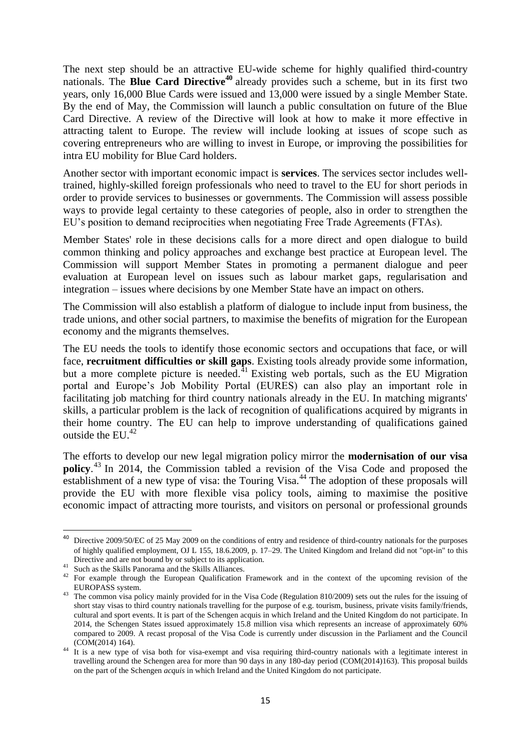The next step should be an attractive EU-wide scheme for highly qualified third-country nationals. The **Blue Card Directive**[40] already provides such a scheme, but in its first two years, only 16,000 Blue Cards were issued and 13,000 were issued by a single Member State. By the end of May, the Commission will launch a public consultation on future of the Blue Card Directive. A review of the Directive will look at how to make it more effective in attracting talent to Europe. The review will include looking at issues of scope such as covering entrepreneurs who are willing to invest in Europe, or improving the possibilities for intra EU mobility for Blue Card holders.

Another sector with important economic impact is **services**. The services sector includes well-trained, highly-skilled foreign professionals who need to travel to the EU for short periods in order to provide services to businesses or governments. The Commission will assess possible ways to provide legal certainty to these categories of people, also in order to strengthen the EU's position to demand reciprocities when negotiating Free Trade Agreements (FTAs).

Member States' role in these decisions calls for a more direct and open dialogue to build common thinking and policy approaches and exchange best practice at European level. The Commission will support Member States in promoting a permanent dialogue and peer evaluation at European level on issues such as labour market gaps, regularisation and integration – issues where decisions by one Member State have an impact on others.

The Commission will also establish a platform of dialogue to include input from business, the trade unions, and other social partners, to maximise the benefits of migration for the European economy and the migrants themselves.

The EU needs the tools to identify those economic sectors and occupations that face, or will face, **recruitment difficulties or skill gaps**. Existing tools already provide some information, but a more complete picture is needed.[41] Existing web portals, such as the EU Migration portal and Europe's Job Mobility Portal (EURES) can also play an important role in facilitating job matching for third country nationals already in the EU. In matching migrants' skills, a particular problem is the lack of recognition of qualifications acquired by migrants in their home country. The EU can help to improve understanding of qualifications gained outside the EU.[42]

The efforts to develop our new legal migration policy mirror the **modernisation of our visa policy**.[43] In 2014, the Commission tabled a revision of the Visa Code and proposed the establishment of a new type of visa: the Touring Visa.[44] The adoption of these proposals will provide the EU with more flexible visa policy tools, aiming to maximise the positive economic impact of attracting more tourists, and visitors on personal or professional grounds

---

[40] Directive 2009/50/EC of 25 May 2009 on the conditions of entry and residence of third-country nationals for the purposes of highly qualified employment, OJ L 155, 18.6.2009, p. 17–29. The United Kingdom and Ireland did not "opt-in" to this Directive and are not bound by or subject to its application.

[41] Such as the Skills Panorama and the Skills Alliances.

[42] For example through the European Qualification Framework and in the context of the upcoming revision of the EUROPASS system.

[43] The common visa policy mainly provided for in the Visa Code (Regulation 810/2009) sets out the rules for the issuing of short stay visas to third country nationals travelling for the purpose of e.g. tourism, business, private visits family/friends, cultural and sport events. It is part of the Schengen acquis in which Ireland and the United Kingdom do not participate. In 2014, the Schengen States issued approximately 15.8 million visa which represents an increase of approximately 60% compared to 2009. A recast proposal of the Visa Code is currently under discussion in the Parliament and the Council (COM(2014) 164).

[44] It is a new type of visa both for visa-exempt and visa requiring third-country nationals with a legitimate interest in travelling around the Schengen area for more than 90 days in any 180-day period (COM(2014)163). This proposal builds on the part of the Schengen *acquis* in which Ireland and the United Kingdom do not participate.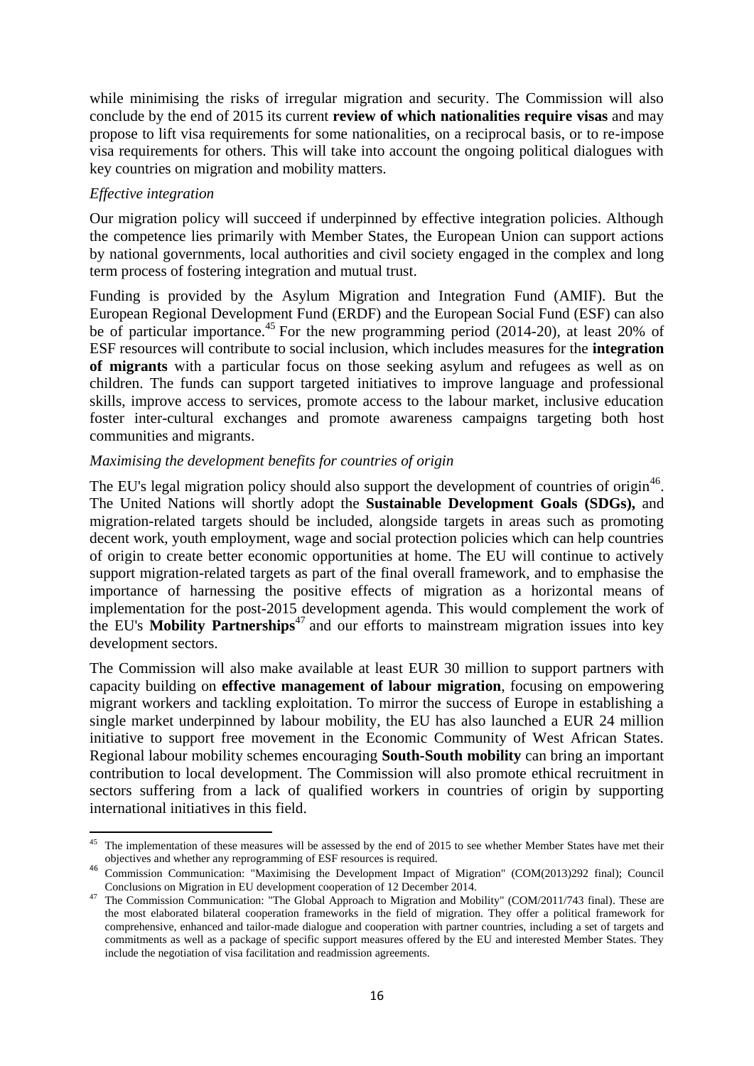while minimising the risks of irregular migration and security. The Commission will also conclude by the end of 2015 its current **review of which nationalities require visas** and may propose to lift visa requirements for some nationalities, on a reciprocal basis, or to re-impose visa requirements for others. This will take into account the ongoing political dialogues with key countries on migration and mobility matters.

*Effective integration*

Our migration policy will succeed if underpinned by effective integration policies. Although the competence lies primarily with Member States, the European Union can support actions by national governments, local authorities and civil society engaged in the complex and long term process of fostering integration and mutual trust.

Funding is provided by the Asylum Migration and Integration Fund (AMIF). But the European Regional Development Fund (ERDF) and the European Social Fund (ESF) can also be of particular importance.[45] For the new programming period (2014-20), at least 20% of ESF resources will contribute to social inclusion, which includes measures for the **integration of migrants** with a particular focus on those seeking asylum and refugees as well as on children. The funds can support targeted initiatives to improve language and professional skills, improve access to services, promote access to the labour market, inclusive education foster inter-cultural exchanges and promote awareness campaigns targeting both host communities and migrants.

*Maximising the development benefits for countries of origin*

The EU's legal migration policy should also support the development of countries of origin[46]. The United Nations will shortly adopt the **Sustainable Development Goals (SDGs),** and migration-related targets should be included, alongside targets in areas such as promoting decent work, youth employment, wage and social protection policies which can help countries of origin to create better economic opportunities at home. The EU will continue to actively support migration-related targets as part of the final overall framework, and to emphasise the importance of harnessing the positive effects of migration as a horizontal means of implementation for the post-2015 development agenda. This would complement the work of the EU's **Mobility Partnerships**[47] and our efforts to mainstream migration issues into key development sectors.

The Commission will also make available at least EUR 30 million to support partners with capacity building on **effective management of labour migration**, focusing on empowering migrant workers and tackling exploitation. To mirror the success of Europe in establishing a single market underpinned by labour mobility, the EU has also launched a EUR 24 million initiative to support free movement in the Economic Community of West African States. Regional labour mobility schemes encouraging **South-South mobility** can bring an important contribution to local development. The Commission will also promote ethical recruitment in sectors suffering from a lack of qualified workers in countries of origin by supporting international initiatives in this field.

---

[45] The implementation of these measures will be assessed by the end of 2015 to see whether Member States have met their objectives and whether any reprogramming of ESF resources is required.

[46] Commission Communication: "Maximising the Development Impact of Migration" (COM(2013)292 final); Council Conclusions on Migration in EU development cooperation of 12 December 2014.

[47] The Commission Communication: "The Global Approach to Migration and Mobility" (COM/2011/743 final). These are the most elaborated bilateral cooperation frameworks in the field of migration. They offer a political framework for comprehensive, enhanced and tailor-made dialogue and cooperation with partner countries, including a set of targets and commitments as well as a package of specific support measures offered by the EU and interested Member States. They include the negotiation of visa facilitation and readmission agreements.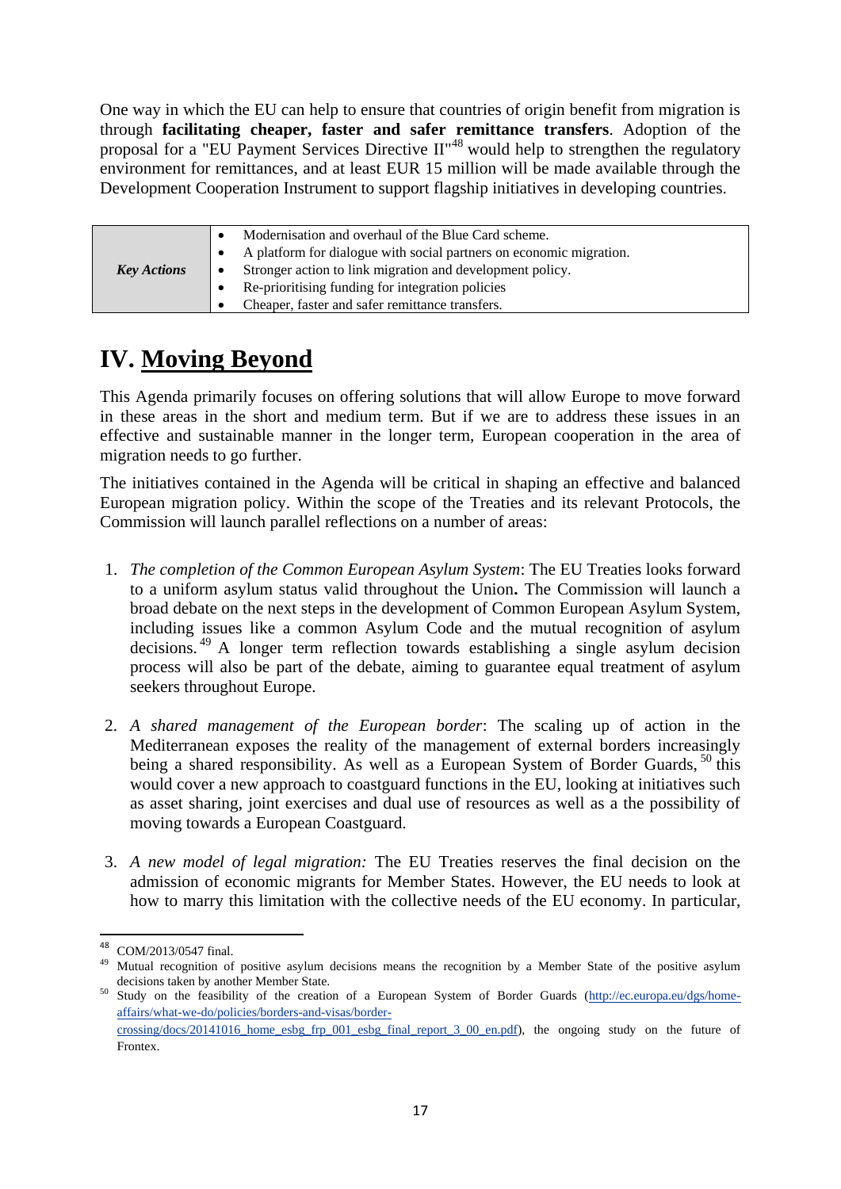One way in which the EU can help to ensure that countries of origin benefit from migration is through **facilitating cheaper, faster and safer remittance transfers**. Adoption of the proposal for a "EU Payment Services Directive II"[48] would help to strengthen the regulatory environment for remittances, and at least EUR 15 million will be made available through the Development Cooperation Instrument to support flagship initiatives in developing countries.

| | |
|---|---|
| ***Key Actions*** | • Modernisation and overhaul of the Blue Card scheme.<br>• A platform for dialogue with social partners on economic migration.<br>• Stronger action to link migration and development policy.<br>• Re-prioritising funding for integration policies<br>• Cheaper, faster and safer remittance transfers. |

# IV. Moving Beyond

This Agenda primarily focuses on offering solutions that will allow Europe to move forward in these areas in the short and medium term. But if we are to address these issues in an effective and sustainable manner in the longer term, European cooperation in the area of migration needs to go further.

The initiatives contained in the Agenda will be critical in shaping an effective and balanced European migration policy. Within the scope of the Treaties and its relevant Protocols, the Commission will launch parallel reflections on a number of areas:

1. *The completion of the Common European Asylum System*: The EU Treaties looks forward to a uniform asylum status valid throughout the Union**.** The Commission will launch a broad debate on the next steps in the development of Common European Asylum System, including issues like a common Asylum Code and the mutual recognition of asylum decisions.[49] A longer term reflection towards establishing a single asylum decision process will also be part of the debate, aiming to guarantee equal treatment of asylum seekers throughout Europe.

2. *A shared management of the European border*: The scaling up of action in the Mediterranean exposes the reality of the management of external borders increasingly being a shared responsibility. As well as a European System of Border Guards,[50] this would cover a new approach to coastguard functions in the EU, looking at initiatives such as asset sharing, joint exercises and dual use of resources as well as a the possibility of moving towards a European Coastguard.

3. *A new model of legal migration:* The EU Treaties reserves the final decision on the admission of economic migrants for Member States. However, the EU needs to look at how to marry this limitation with the collective needs of the EU economy. In particular,

---

[48] COM/2013/0547 final.

[49] Mutual recognition of positive asylum decisions means the recognition by a Member State of the positive asylum decisions taken by another Member State.

[50] Study on the feasibility of the creation of a European System of Border Guards (http://ec.europa.eu/dgs/home-affairs/what-we-do/policies/borders-and-visas/border-crossing/docs/20141016_home_esbg_frp_001_esbg_final_report_3_00_en.pdf), the ongoing study on the future of Frontex.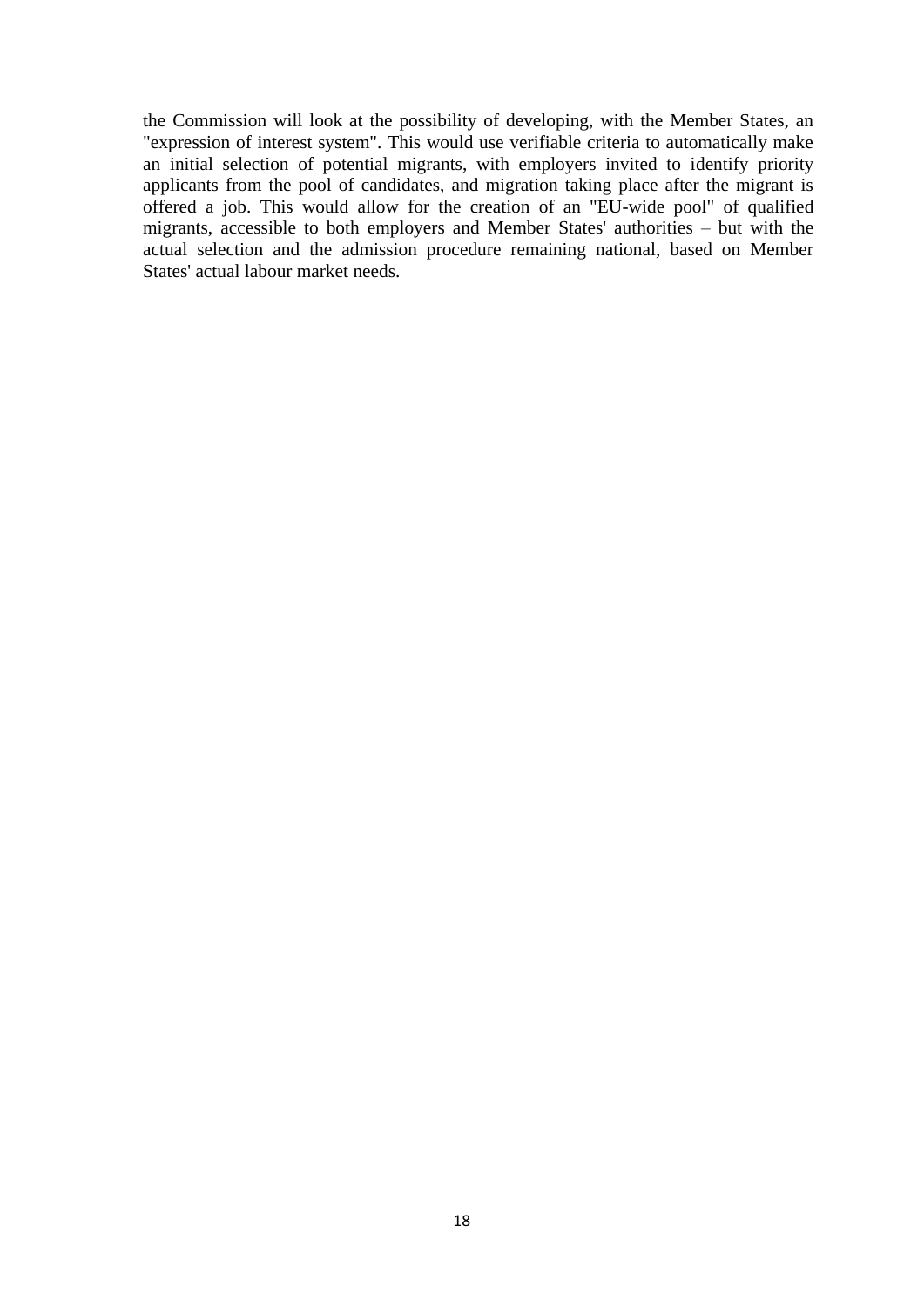the Commission will look at the possibility of developing, with the Member States, an "expression of interest system". This would use verifiable criteria to automatically make an initial selection of potential migrants, with employers invited to identify priority applicants from the pool of candidates, and migration taking place after the migrant is offered a job. This would allow for the creation of an "EU-wide pool" of qualified migrants, accessible to both employers and Member States' authorities – but with the actual selection and the admission procedure remaining national, based on Member States' actual labour market needs.